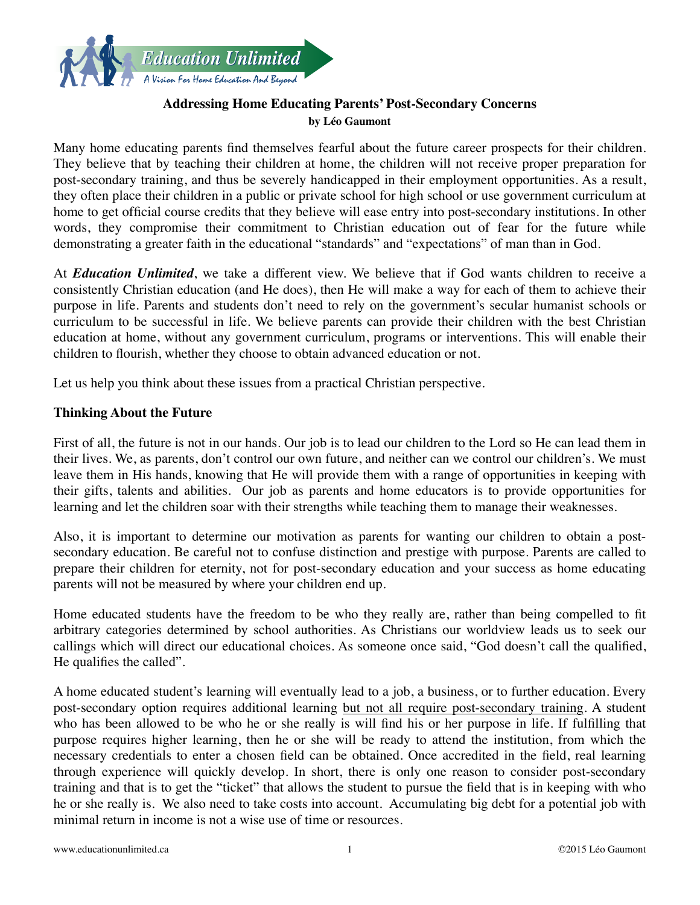**Education Unlimited**
*A Vision For Home Education And Beyond*

# Addressing Home Educating Parents' Post-Secondary Concerns

**by Léo Gaumont**

Many home educating parents find themselves fearful about the future career prospects for their children. They believe that by teaching their children at home, the children will not receive proper preparation for post-secondary training, and thus be severely handicapped in their employment opportunities. As a result, they often place their children in a public or private school for high school or use government curriculum at home to get official course credits that they believe will ease entry into post-secondary institutions. In other words, they compromise their commitment to Christian education out of fear for the future while demonstrating a greater faith in the educational "standards" and "expectations" of man than in God.

At ***Education Unlimited***, we take a different view. We believe that if God wants children to receive a consistently Christian education (and He does), then He will make a way for each of them to achieve their purpose in life. Parents and students don't need to rely on the government's secular humanist schools or curriculum to be successful in life. We believe parents can provide their children with the best Christian education at home, without any government curriculum, programs or interventions. This will enable their children to flourish, whether they choose to obtain advanced education or not.

Let us help you think about these issues from a practical Christian perspective.

## Thinking About the Future

First of all, the future is not in our hands. Our job is to lead our children to the Lord so He can lead them in their lives. We, as parents, don't control our own future, and neither can we control our children's. We must leave them in His hands, knowing that He will provide them with a range of opportunities in keeping with their gifts, talents and abilities. Our job as parents and home educators is to provide opportunities for learning and let the children soar with their strengths while teaching them to manage their weaknesses.

Also, it is important to determine our motivation as parents for wanting our children to obtain a post-secondary education. Be careful not to confuse distinction and prestige with purpose. Parents are called to prepare their children for eternity, not for post-secondary education and your success as home educating parents will not be measured by where your children end up.

Home educated students have the freedom to be who they really are, rather than being compelled to fit arbitrary categories determined by school authorities. As Christians our worldview leads us to seek our callings which will direct our educational choices. As someone once said, "God doesn't call the qualified, He qualifies the called".

A home educated student's learning will eventually lead to a job, a business, or to further education. Every post-secondary option requires additional learning <u>but not all require post-secondary training</u>. A student who has been allowed to be who he or she really is will find his or her purpose in life. If fulfilling that purpose requires higher learning, then he or she will be ready to attend the institution, from which the necessary credentials to enter a chosen field can be obtained. Once accredited in the field, real learning through experience will quickly develop. In short, there is only one reason to consider post-secondary training and that is to get the "ticket" that allows the student to pursue the field that is in keeping with who he or she really is. We also need to take costs into account. Accumulating big debt for a potential job with minimal return in income is not a wise use of time or resources.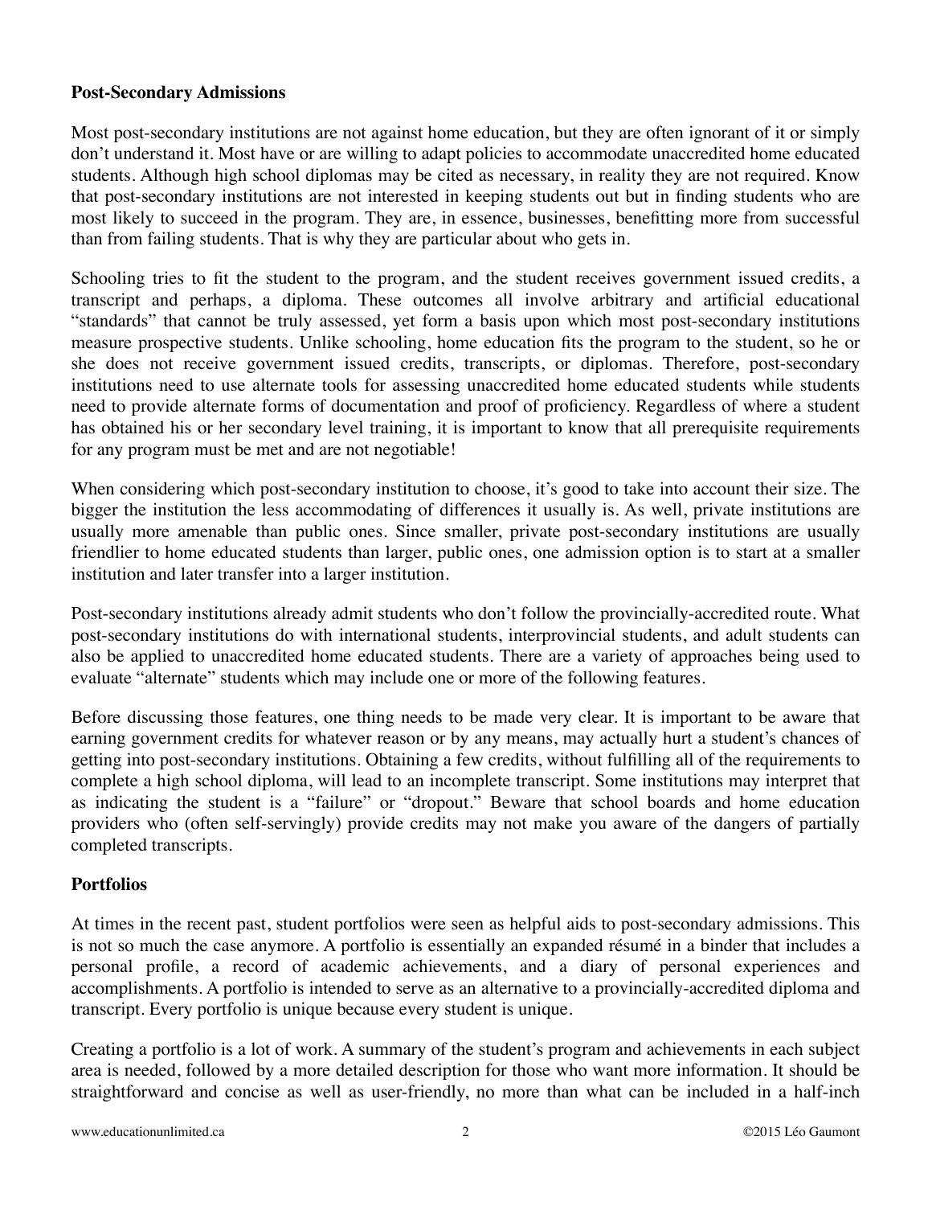**Post-Secondary Admissions**

Most post-secondary institutions are not against home education, but they are often ignorant of it or simply don't understand it. Most have or are willing to adapt policies to accommodate unaccredited home educated students. Although high school diplomas may be cited as necessary, in reality they are not required. Know that post-secondary institutions are not interested in keeping students out but in finding students who are most likely to succeed in the program. They are, in essence, businesses, benefitting more from successful than from failing students. That is why they are particular about who gets in.

Schooling tries to fit the student to the program, and the student receives government issued credits, a transcript and perhaps, a diploma. These outcomes all involve arbitrary and artificial educational "standards" that cannot be truly assessed, yet form a basis upon which most post-secondary institutions measure prospective students. Unlike schooling, home education fits the program to the student, so he or she does not receive government issued credits, transcripts, or diplomas. Therefore, post-secondary institutions need to use alternate tools for assessing unaccredited home educated students while students need to provide alternate forms of documentation and proof of proficiency. Regardless of where a student has obtained his or her secondary level training, it is important to know that all prerequisite requirements for any program must be met and are not negotiable!

When considering which post-secondary institution to choose, it's good to take into account their size. The bigger the institution the less accommodating of differences it usually is. As well, private institutions are usually more amenable than public ones. Since smaller, private post-secondary institutions are usually friendlier to home educated students than larger, public ones, one admission option is to start at a smaller institution and later transfer into a larger institution.

Post-secondary institutions already admit students who don't follow the provincially-accredited route. What post-secondary institutions do with international students, interprovincial students, and adult students can also be applied to unaccredited home educated students. There are a variety of approaches being used to evaluate "alternate" students which may include one or more of the following features.

Before discussing those features, one thing needs to be made very clear. It is important to be aware that earning government credits for whatever reason or by any means, may actually hurt a student's chances of getting into post-secondary institutions. Obtaining a few credits, without fulfilling all of the requirements to complete a high school diploma, will lead to an incomplete transcript. Some institutions may interpret that as indicating the student is a "failure" or "dropout." Beware that school boards and home education providers who (often self-servingly) provide credits may not make you aware of the dangers of partially completed transcripts.

**Portfolios**

At times in the recent past, student portfolios were seen as helpful aids to post-secondary admissions. This is not so much the case anymore. A portfolio is essentially an expanded résumé in a binder that includes a personal profile, a record of academic achievements, and a diary of personal experiences and accomplishments. A portfolio is intended to serve as an alternative to a provincially-accredited diploma and transcript. Every portfolio is unique because every student is unique.

Creating a portfolio is a lot of work. A summary of the student's program and achievements in each subject area is needed, followed by a more detailed description for those who want more information. It should be straightforward and concise as well as user-friendly, no more than what can be included in a half-inch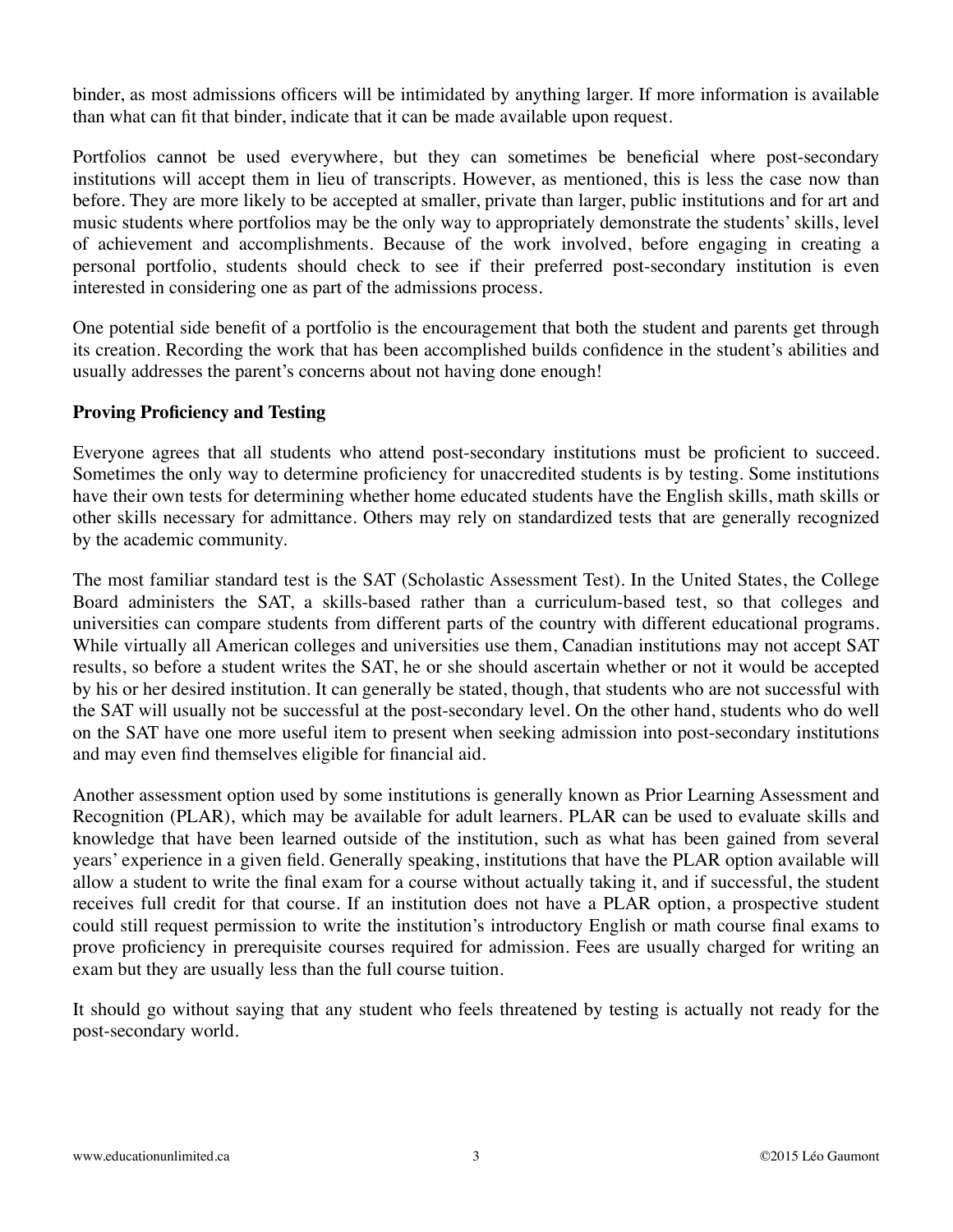binder, as most admissions officers will be intimidated by anything larger. If more information is available than what can fit that binder, indicate that it can be made available upon request.

Portfolios cannot be used everywhere, but they can sometimes be beneficial where post-secondary institutions will accept them in lieu of transcripts. However, as mentioned, this is less the case now than before. They are more likely to be accepted at smaller, private than larger, public institutions and for art and music students where portfolios may be the only way to appropriately demonstrate the students' skills, level of achievement and accomplishments. Because of the work involved, before engaging in creating a personal portfolio, students should check to see if their preferred post-secondary institution is even interested in considering one as part of the admissions process.

One potential side benefit of a portfolio is the encouragement that both the student and parents get through its creation. Recording the work that has been accomplished builds confidence in the student's abilities and usually addresses the parent's concerns about not having done enough!

**Proving Proficiency and Testing**

Everyone agrees that all students who attend post-secondary institutions must be proficient to succeed. Sometimes the only way to determine proficiency for unaccredited students is by testing. Some institutions have their own tests for determining whether home educated students have the English skills, math skills or other skills necessary for admittance. Others may rely on standardized tests that are generally recognized by the academic community.

The most familiar standard test is the SAT (Scholastic Assessment Test). In the United States, the College Board administers the SAT, a skills-based rather than a curriculum-based test, so that colleges and universities can compare students from different parts of the country with different educational programs. While virtually all American colleges and universities use them, Canadian institutions may not accept SAT results, so before a student writes the SAT, he or she should ascertain whether or not it would be accepted by his or her desired institution. It can generally be stated, though, that students who are not successful with the SAT will usually not be successful at the post-secondary level. On the other hand, students who do well on the SAT have one more useful item to present when seeking admission into post-secondary institutions and may even find themselves eligible for financial aid.

Another assessment option used by some institutions is generally known as Prior Learning Assessment and Recognition (PLAR), which may be available for adult learners. PLAR can be used to evaluate skills and knowledge that have been learned outside of the institution, such as what has been gained from several years' experience in a given field. Generally speaking, institutions that have the PLAR option available will allow a student to write the final exam for a course without actually taking it, and if successful, the student receives full credit for that course. If an institution does not have a PLAR option, a prospective student could still request permission to write the institution's introductory English or math course final exams to prove proficiency in prerequisite courses required for admission. Fees are usually charged for writing an exam but they are usually less than the full course tuition.

It should go without saying that any student who feels threatened by testing is actually not ready for the post-secondary world.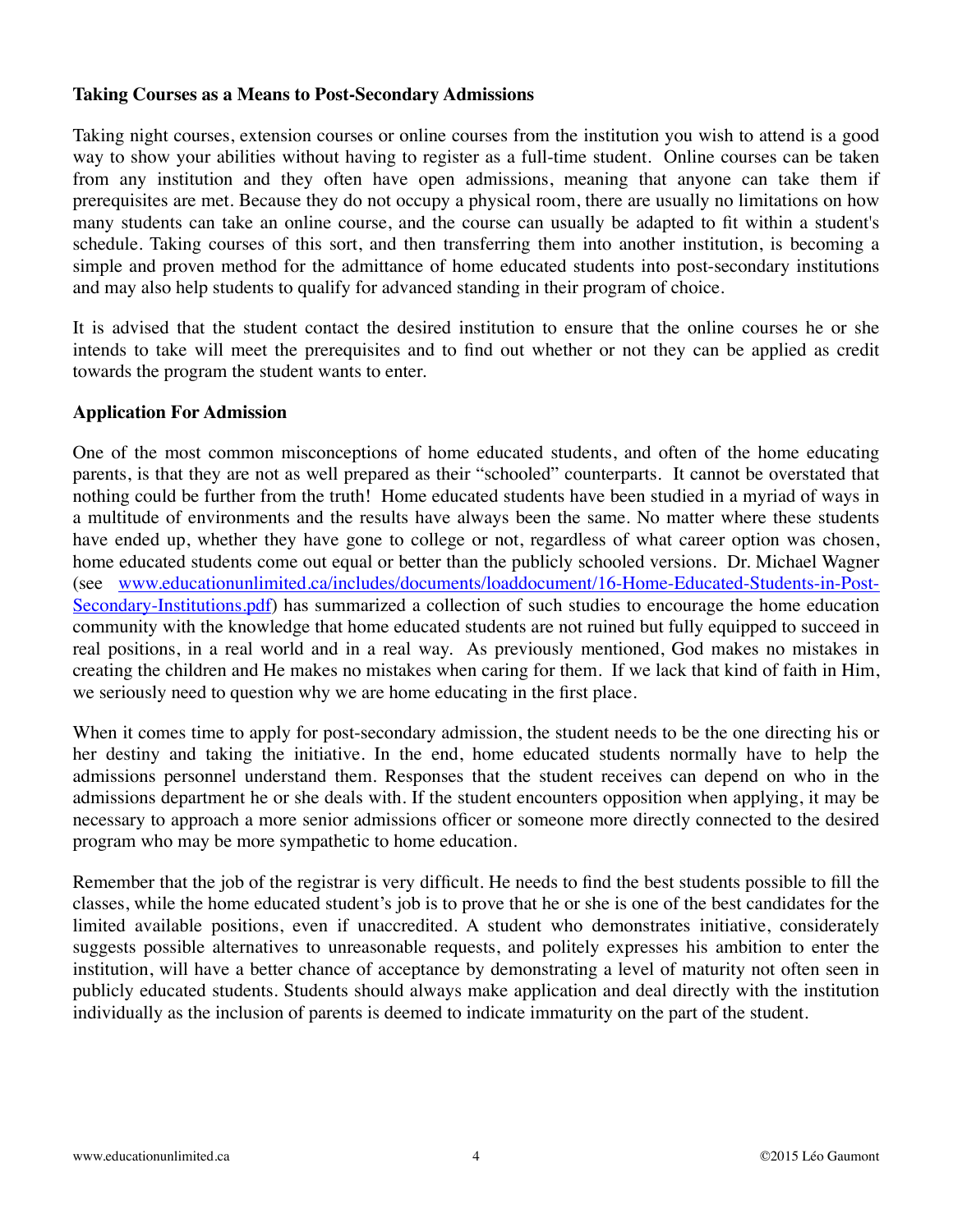**Taking Courses as a Means to Post-Secondary Admissions**

Taking night courses, extension courses or online courses from the institution you wish to attend is a good way to show your abilities without having to register as a full-time student. Online courses can be taken from any institution and they often have open admissions, meaning that anyone can take them if prerequisites are met. Because they do not occupy a physical room, there are usually no limitations on how many students can take an online course, and the course can usually be adapted to fit within a student's schedule. Taking courses of this sort, and then transferring them into another institution, is becoming a simple and proven method for the admittance of home educated students into post-secondary institutions and may also help students to qualify for advanced standing in their program of choice.

It is advised that the student contact the desired institution to ensure that the online courses he or she intends to take will meet the prerequisites and to find out whether or not they can be applied as credit towards the program the student wants to enter.

**Application For Admission**

One of the most common misconceptions of home educated students, and often of the home educating parents, is that they are not as well prepared as their "schooled" counterparts. It cannot be overstated that nothing could be further from the truth! Home educated students have been studied in a myriad of ways in a multitude of environments and the results have always been the same. No matter where these students have ended up, whether they have gone to college or not, regardless of what career option was chosen, home educated students come out equal or better than the publicly schooled versions. Dr. Michael Wagner (see [www.educationunlimited.ca/includes/documents/loaddocument/16-Home-Educated-Students-in-Post-Secondary-Institutions.pdf](www.educationunlimited.ca/includes/documents/loaddocument/16-Home-Educated-Students-in-Post-Secondary-Institutions.pdf)) has summarized a collection of such studies to encourage the home education community with the knowledge that home educated students are not ruined but fully equipped to succeed in real positions, in a real world and in a real way. As previously mentioned, God makes no mistakes in creating the children and He makes no mistakes when caring for them. If we lack that kind of faith in Him, we seriously need to question why we are home educating in the first place.

When it comes time to apply for post-secondary admission, the student needs to be the one directing his or her destiny and taking the initiative. In the end, home educated students normally have to help the admissions personnel understand them. Responses that the student receives can depend on who in the admissions department he or she deals with. If the student encounters opposition when applying, it may be necessary to approach a more senior admissions officer or someone more directly connected to the desired program who may be more sympathetic to home education.

Remember that the job of the registrar is very difficult. He needs to find the best students possible to fill the classes, while the home educated student's job is to prove that he or she is one of the best candidates for the limited available positions, even if unaccredited. A student who demonstrates initiative, considerately suggests possible alternatives to unreasonable requests, and politely expresses his ambition to enter the institution, will have a better chance of acceptance by demonstrating a level of maturity not often seen in publicly educated students. Students should always make application and deal directly with the institution individually as the inclusion of parents is deemed to indicate immaturity on the part of the student.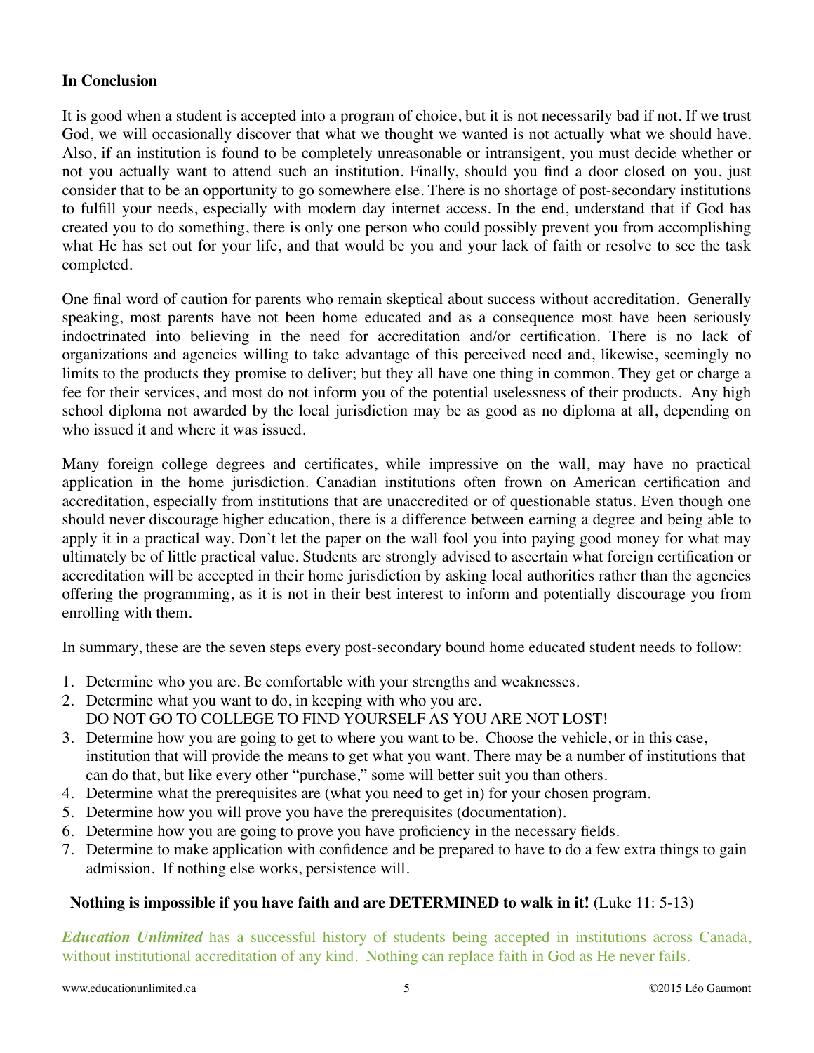**In Conclusion**

It is good when a student is accepted into a program of choice, but it is not necessarily bad if not. If we trust God, we will occasionally discover that what we thought we wanted is not actually what we should have. Also, if an institution is found to be completely unreasonable or intransigent, you must decide whether or not you actually want to attend such an institution. Finally, should you find a door closed on you, just consider that to be an opportunity to go somewhere else. There is no shortage of post-secondary institutions to fulfill your needs, especially with modern day internet access. In the end, understand that if God has created you to do something, there is only one person who could possibly prevent you from accomplishing what He has set out for your life, and that would be you and your lack of faith or resolve to see the task completed.

One final word of caution for parents who remain skeptical about success without accreditation. Generally speaking, most parents have not been home educated and as a consequence most have been seriously indoctrinated into believing in the need for accreditation and/or certification. There is no lack of organizations and agencies willing to take advantage of this perceived need and, likewise, seemingly no limits to the products they promise to deliver; but they all have one thing in common. They get or charge a fee for their services, and most do not inform you of the potential uselessness of their products. Any high school diploma not awarded by the local jurisdiction may be as good as no diploma at all, depending on who issued it and where it was issued.

Many foreign college degrees and certificates, while impressive on the wall, may have no practical application in the home jurisdiction. Canadian institutions often frown on American certification and accreditation, especially from institutions that are unaccredited or of questionable status. Even though one should never discourage higher education, there is a difference between earning a degree and being able to apply it in a practical way. Don't let the paper on the wall fool you into paying good money for what may ultimately be of little practical value. Students are strongly advised to ascertain what foreign certification or accreditation will be accepted in their home jurisdiction by asking local authorities rather than the agencies offering the programming, as it is not in their best interest to inform and potentially discourage you from enrolling with them.

In summary, these are the seven steps every post-secondary bound home educated student needs to follow:

1. Determine who you are. Be comfortable with your strengths and weaknesses.
2. Determine what you want to do, in keeping with who you are.
   DO NOT GO TO COLLEGE TO FIND YOURSELF AS YOU ARE NOT LOST!
3. Determine how you are going to get to where you want to be. Choose the vehicle, or in this case, institution that will provide the means to get what you want. There may be a number of institutions that can do that, but like every other "purchase," some will better suit you than others.
4. Determine what the prerequisites are (what you need to get in) for your chosen program.
5. Determine how you will prove you have the prerequisites (documentation).
6. Determine how you are going to prove you have proficiency in the necessary fields.
7. Determine to make application with confidence and be prepared to have to do a few extra things to gain admission. If nothing else works, persistence will.

**Nothing is impossible if you have faith and are DETERMINED to walk in it!** (Luke 11: 5-13)

***Education Unlimited*** has a successful history of students being accepted in institutions across Canada, without institutional accreditation of any kind. Nothing can replace faith in God as He never fails.